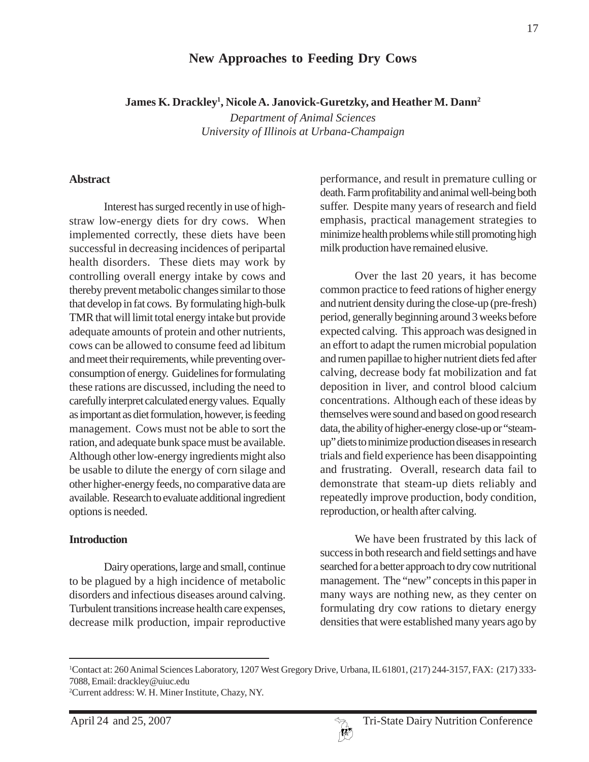# New Approaches to Feeding Dry Cows

**James K. Drackley[1], Nicole A. Janovick-Guretzky, and Heather M. Dann[2]**

*Department of Animal Sciences*
*University of Illinois at Urbana-Champaign*

## Abstract

Interest has surged recently in use of high-straw low-energy diets for dry cows. When implemented correctly, these diets have been successful in decreasing incidences of peripartal health disorders. These diets may work by controlling overall energy intake by cows and thereby prevent metabolic changes similar to those that develop in fat cows. By formulating high-bulk TMR that will limit total energy intake but provide adequate amounts of protein and other nutrients, cows can be allowed to consume feed ad libitum and meet their requirements, while preventing over-consumption of energy. Guidelines for formulating these rations are discussed, including the need to carefully interpret calculated energy values. Equally as important as diet formulation, however, is feeding management. Cows must not be able to sort the ration, and adequate bunk space must be available. Although other low-energy ingredients might also be usable to dilute the energy of corn silage and other higher-energy feeds, no comparative data are available. Research to evaluate additional ingredient options is needed.

## Introduction

Dairy operations, large and small, continue to be plagued by a high incidence of metabolic disorders and infectious diseases around calving. Turbulent transitions increase health care expenses, decrease milk production, impair reproductive performance, and result in premature culling or death. Farm profitability and animal well-being both suffer. Despite many years of research and field emphasis, practical management strategies to minimize health problems while still promoting high milk production have remained elusive.

Over the last 20 years, it has become common practice to feed rations of higher energy and nutrient density during the close-up (pre-fresh) period, generally beginning around 3 weeks before expected calving. This approach was designed in an effort to adapt the rumen microbial population and rumen papillae to higher nutrient diets fed after calving, decrease body fat mobilization and fat deposition in liver, and control blood calcium concentrations. Although each of these ideas by themselves were sound and based on good research data, the ability of higher-energy close-up or "steam-up" diets to minimize production diseases in research trials and field experience has been disappointing and frustrating. Overall, research data fail to demonstrate that steam-up diets reliably and repeatedly improve production, body condition, reproduction, or health after calving.

We have been frustrated by this lack of success in both research and field settings and have searched for a better approach to dry cow nutritional management. The "new" concepts in this paper in many ways are nothing new, as they center on formulating dry cow rations to dietary energy densities that were established many years ago by

---

[1]Contact at: 260 Animal Sciences Laboratory, 1207 West Gregory Drive, Urbana, IL 61801, (217) 244-3157, FAX: (217) 333-7088, Email: drackley@uiuc.edu

[2]Current address: W. H. Miner Institute, Chazy, NY.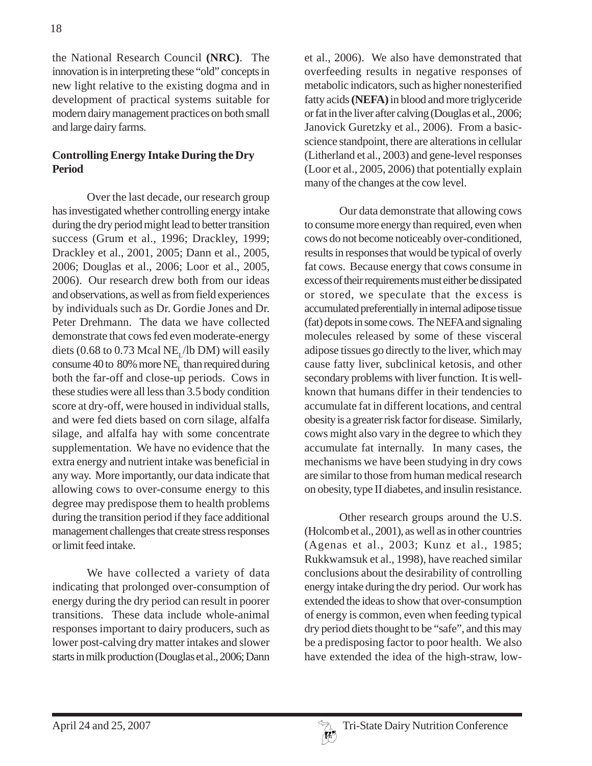the National Research Council **(NRC)**. The innovation is in interpreting these "old" concepts in new light relative to the existing dogma and in development of practical systems suitable for modern dairy management practices on both small and large dairy farms.

**Controlling Energy Intake During the Dry Period**

Over the last decade, our research group has investigated whether controlling energy intake during the dry period might lead to better transition success (Grum et al., 1996; Drackley, 1999; Drackley et al., 2001, 2005; Dann et al., 2005, 2006; Douglas et al., 2006; Loor et al., 2005, 2006). Our research drew both from our ideas and observations, as well as from field experiences by individuals such as Dr. Gordie Jones and Dr. Peter Drehmann. The data we have collected demonstrate that cows fed even moderate-energy diets (0.68 to 0.73 Mcal $NE_L$/lb DM) will easily consume 40 to 80% more $NE_L$ than required during both the far-off and close-up periods. Cows in these studies were all less than 3.5 body condition score at dry-off, were housed in individual stalls, and were fed diets based on corn silage, alfalfa silage, and alfalfa hay with some concentrate supplementation. We have no evidence that the extra energy and nutrient intake was beneficial in any way. More importantly, our data indicate that allowing cows to over-consume energy to this degree may predispose them to health problems during the transition period if they face additional management challenges that create stress responses or limit feed intake.

We have collected a variety of data indicating that prolonged over-consumption of energy during the dry period can result in poorer transitions. These data include whole-animal responses important to dairy producers, such as lower post-calving dry matter intakes and slower starts in milk production (Douglas et al., 2006; Dann et al., 2006). We also have demonstrated that overfeeding results in negative responses of metabolic indicators, such as higher nonesterified fatty acids **(NEFA)** in blood and more triglyceride or fat in the liver after calving (Douglas et al., 2006; Janovick Guretzky et al., 2006). From a basic-science standpoint, there are alterations in cellular (Litherland et al., 2003) and gene-level responses (Loor et al., 2005, 2006) that potentially explain many of the changes at the cow level.

Our data demonstrate that allowing cows to consume more energy than required, even when cows do not become noticeably over-conditioned, results in responses that would be typical of overly fat cows. Because energy that cows consume in excess of their requirements must either be dissipated or stored, we speculate that the excess is accumulated preferentially in internal adipose tissue (fat) depots in some cows. The NEFA and signaling molecules released by some of these visceral adipose tissues go directly to the liver, which may cause fatty liver, subclinical ketosis, and other secondary problems with liver function. It is well-known that humans differ in their tendencies to accumulate fat in different locations, and central obesity is a greater risk factor for disease. Similarly, cows might also vary in the degree to which they accumulate fat internally. In many cases, the mechanisms we have been studying in dry cows are similar to those from human medical research on obesity, type II diabetes, and insulin resistance.

Other research groups around the U.S. (Holcomb et al., 2001), as well as in other countries (Agenas et al., 2003; Kunz et al., 1985; Rukkwamsuk et al., 1998), have reached similar conclusions about the desirability of controlling energy intake during the dry period. Our work has extended the ideas to show that over-consumption of energy is common, even when feeding typical dry period diets thought to be "safe", and this may be a predisposing factor to poor health. We also have extended the idea of the high-straw, low-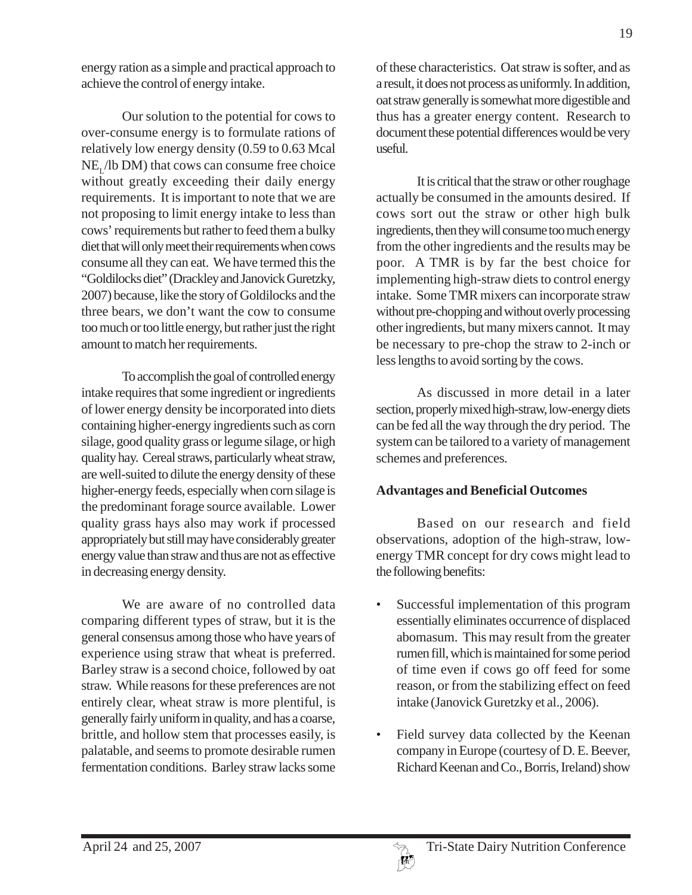energy ration as a simple and practical approach to achieve the control of energy intake.

Our solution to the potential for cows to over-consume energy is to formulate rations of relatively low energy density (0.59 to 0.63 Mcal $NE_L$/lb DM) that cows can consume free choice without greatly exceeding their daily energy requirements. It is important to note that we are not proposing to limit energy intake to less than cows' requirements but rather to feed them a bulky diet that will only meet their requirements when cows consume all they can eat. We have termed this the "Goldilocks diet" (Drackley and Janovick Guretzky, 2007) because, like the story of Goldilocks and the three bears, we don't want the cow to consume too much or too little energy, but rather just the right amount to match her requirements.

To accomplish the goal of controlled energy intake requires that some ingredient or ingredients of lower energy density be incorporated into diets containing higher-energy ingredients such as corn silage, good quality grass or legume silage, or high quality hay. Cereal straws, particularly wheat straw, are well-suited to dilute the energy density of these higher-energy feeds, especially when corn silage is the predominant forage source available. Lower quality grass hays also may work if processed appropriately but still may have considerably greater energy value than straw and thus are not as effective in decreasing energy density.

We are aware of no controlled data comparing different types of straw, but it is the general consensus among those who have years of experience using straw that wheat is preferred. Barley straw is a second choice, followed by oat straw. While reasons for these preferences are not entirely clear, wheat straw is more plentiful, is generally fairly uniform in quality, and has a coarse, brittle, and hollow stem that processes easily, is palatable, and seems to promote desirable rumen fermentation conditions. Barley straw lacks some of these characteristics. Oat straw is softer, and as a result, it does not process as uniformly. In addition, oat straw generally is somewhat more digestible and thus has a greater energy content. Research to document these potential differences would be very useful.

It is critical that the straw or other roughage actually be consumed in the amounts desired. If cows sort out the straw or other high bulk ingredients, then they will consume too much energy from the other ingredients and the results may be poor. A TMR is by far the best choice for implementing high-straw diets to control energy intake. Some TMR mixers can incorporate straw without pre-chopping and without overly processing other ingredients, but many mixers cannot. It may be necessary to pre-chop the straw to 2-inch or less lengths to avoid sorting by the cows.

As discussed in more detail in a later section, properly mixed high-straw, low-energy diets can be fed all the way through the dry period. The system can be tailored to a variety of management schemes and preferences.

**Advantages and Beneficial Outcomes**

Based on our research and field observations, adoption of the high-straw, low-energy TMR concept for dry cows might lead to the following benefits:

- Successful implementation of this program essentially eliminates occurrence of displaced abomasum. This may result from the greater rumen fill, which is maintained for some period of time even if cows go off feed for some reason, or from the stabilizing effect on feed intake (Janovick Guretzky et al., 2006).
- Field survey data collected by the Keenan company in Europe (courtesy of D. E. Beever, Richard Keenan and Co., Borris, Ireland) show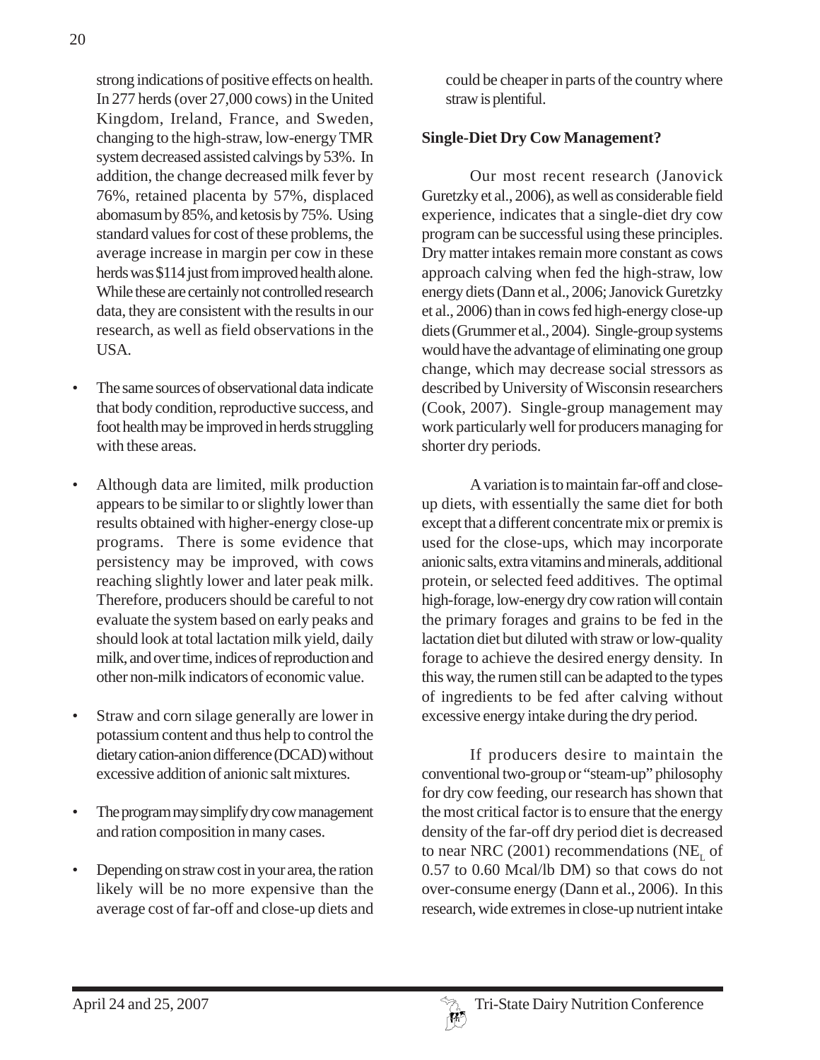strong indications of positive effects on health. In 277 herds (over 27,000 cows) in the United Kingdom, Ireland, France, and Sweden, changing to the high-straw, low-energy TMR system decreased assisted calvings by 53%. In addition, the change decreased milk fever by 76%, retained placenta by 57%, displaced abomasum by 85%, and ketosis by 75%. Using standard values for cost of these problems, the average increase in margin per cow in these herds was $114 just from improved health alone. While these are certainly not controlled research data, they are consistent with the results in our research, as well as field observations in the USA.

- The same sources of observational data indicate that body condition, reproductive success, and foot health may be improved in herds struggling with these areas.
- Although data are limited, milk production appears to be similar to or slightly lower than results obtained with higher-energy close-up programs. There is some evidence that persistency may be improved, with cows reaching slightly lower and later peak milk. Therefore, producers should be careful to not evaluate the system based on early peaks and should look at total lactation milk yield, daily milk, and over time, indices of reproduction and other non-milk indicators of economic value.
- Straw and corn silage generally are lower in potassium content and thus help to control the dietary cation-anion difference (DCAD) without excessive addition of anionic salt mixtures.
- The program may simplify dry cow management and ration composition in many cases.
- Depending on straw cost in your area, the ration likely will be no more expensive than the average cost of far-off and close-up diets and could be cheaper in parts of the country where straw is plentiful.

**Single-Diet Dry Cow Management?**

Our most recent research (Janovick Guretzky et al., 2006), as well as considerable field experience, indicates that a single-diet dry cow program can be successful using these principles. Dry matter intakes remain more constant as cows approach calving when fed the high-straw, low energy diets (Dann et al., 2006; Janovick Guretzky et al., 2006) than in cows fed high-energy close-up diets (Grummer et al., 2004). Single-group systems would have the advantage of eliminating one group change, which may decrease social stressors as described by University of Wisconsin researchers (Cook, 2007). Single-group management may work particularly well for producers managing for shorter dry periods.

A variation is to maintain far-off and close-up diets, with essentially the same diet for both except that a different concentrate mix or premix is used for the close-ups, which may incorporate anionic salts, extra vitamins and minerals, additional protein, or selected feed additives. The optimal high-forage, low-energy dry cow ration will contain the primary forages and grains to be fed in the lactation diet but diluted with straw or low-quality forage to achieve the desired energy density. In this way, the rumen still can be adapted to the types of ingredients to be fed after calving without excessive energy intake during the dry period.

If producers desire to maintain the conventional two-group or "steam-up" philosophy for dry cow feeding, our research has shown that the most critical factor is to ensure that the energy density of the far-off dry period diet is decreased to near NRC (2001) recommendations ($NE_L$ of 0.57 to 0.60 Mcal/lb DM) so that cows do not over-consume energy (Dann et al., 2006). In this research, wide extremes in close-up nutrient intake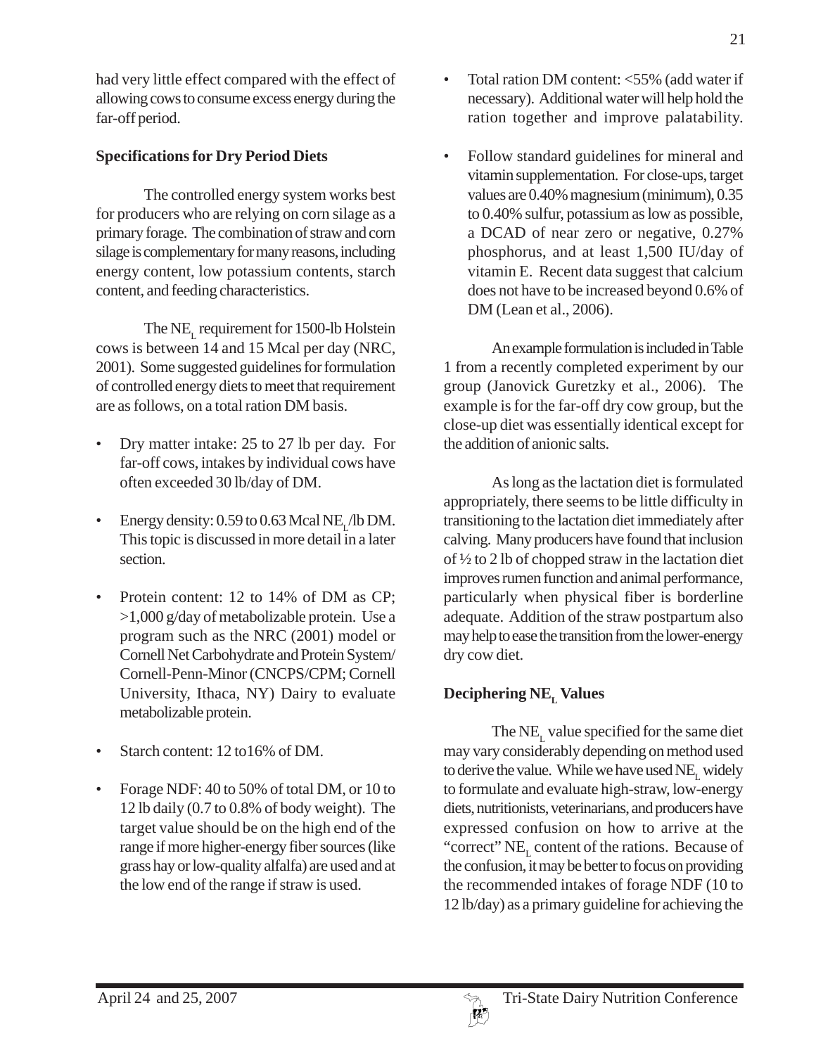had very little effect compared with the effect of allowing cows to consume excess energy during the far-off period.

**Specifications for Dry Period Diets**

The controlled energy system works best for producers who are relying on corn silage as a primary forage. The combination of straw and corn silage is complementary for many reasons, including energy content, low potassium contents, starch content, and feeding characteristics.

The $NE_L$ requirement for 1500-lb Holstein cows is between 14 and 15 Mcal per day (NRC, 2001). Some suggested guidelines for formulation of controlled energy diets to meet that requirement are as follows, on a total ration DM basis.

- Dry matter intake: 25 to 27 lb per day. For far-off cows, intakes by individual cows have often exceeded 30 lb/day of DM.
- Energy density: 0.59 to 0.63 Mcal $NE_L$/lb DM. This topic is discussed in more detail in a later section.
- Protein content: 12 to 14% of DM as CP; >1,000 g/day of metabolizable protein. Use a program such as the NRC (2001) model or Cornell Net Carbohydrate and Protein System/ Cornell-Penn-Minor (CNCPS/CPM; Cornell University, Ithaca, NY) Dairy to evaluate metabolizable protein.
- Starch content: 12 to16% of DM.
- Forage NDF: 40 to 50% of total DM, or 10 to 12 lb daily (0.7 to 0.8% of body weight). The target value should be on the high end of the range if more higher-energy fiber sources (like grass hay or low-quality alfalfa) are used and at the low end of the range if straw is used.
- Total ration DM content: <55% (add water if necessary). Additional water will help hold the ration together and improve palatability.
- Follow standard guidelines for mineral and vitamin supplementation. For close-ups, target values are 0.40% magnesium (minimum), 0.35 to 0.40% sulfur, potassium as low as possible, a DCAD of near zero or negative, 0.27% phosphorus, and at least 1,500 IU/day of vitamin E. Recent data suggest that calcium does not have to be increased beyond 0.6% of DM (Lean et al., 2006).

An example formulation is included in Table 1 from a recently completed experiment by our group (Janovick Guretzky et al., 2006). The example is for the far-off dry cow group, but the close-up diet was essentially identical except for the addition of anionic salts.

As long as the lactation diet is formulated appropriately, there seems to be little difficulty in transitioning to the lactation diet immediately after calving. Many producers have found that inclusion of ½ to 2 lb of chopped straw in the lactation diet improves rumen function and animal performance, particularly when physical fiber is borderline adequate. Addition of the straw postpartum also may help to ease the transition from the lower-energy dry cow diet.

**Deciphering $NE_L$ Values**

The $NE_L$ value specified for the same diet may vary considerably depending on method used to derive the value. While we have used $NE_L$ widely to formulate and evaluate high-straw, low-energy diets, nutritionists, veterinarians, and producers have expressed confusion on how to arrive at the "correct" $NE_L$ content of the rations. Because of the confusion, it may be better to focus on providing the recommended intakes of forage NDF (10 to 12 lb/day) as a primary guideline for achieving the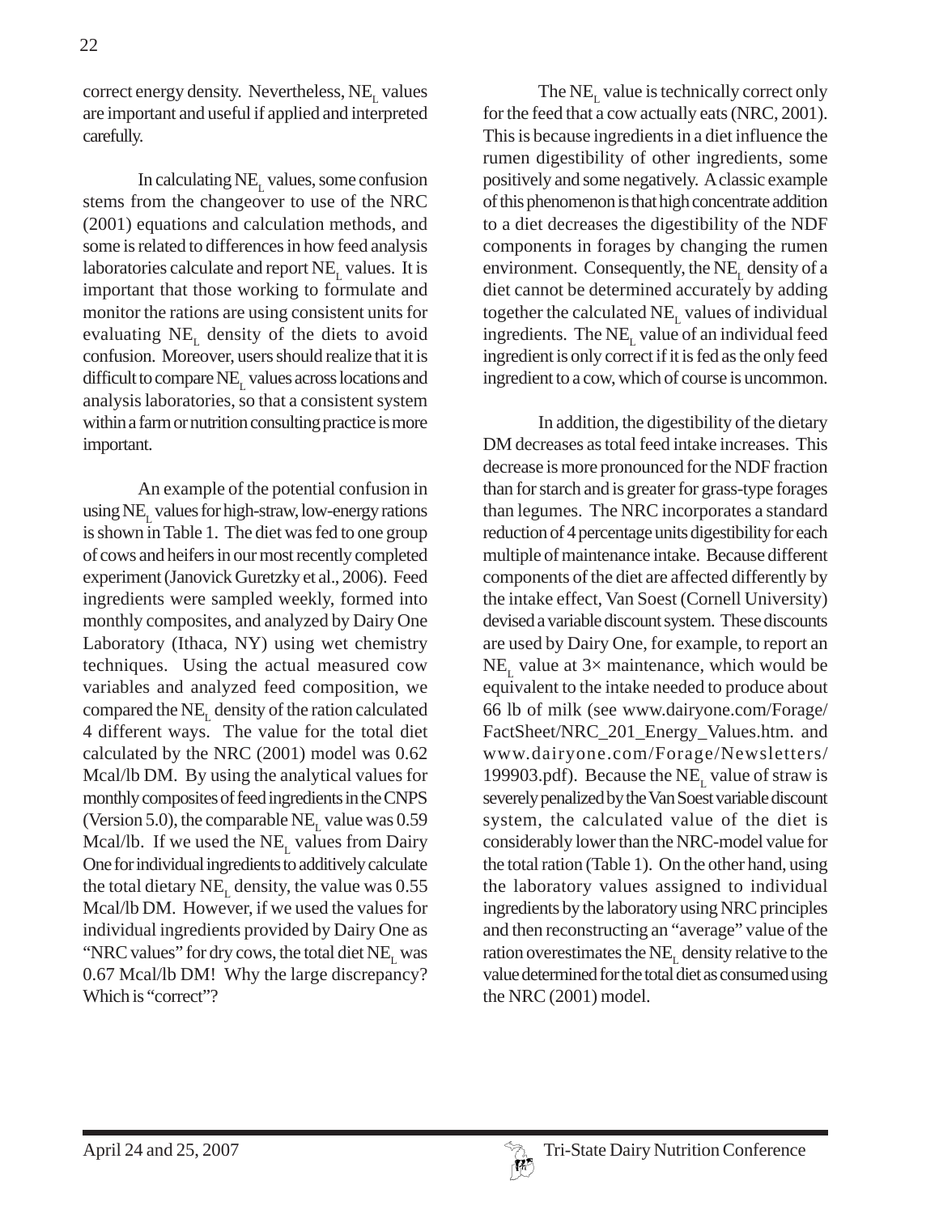correct energy density. Nevertheless, $NE_L$ values are important and useful if applied and interpreted carefully.

In calculating $NE_L$ values, some confusion stems from the changeover to use of the NRC (2001) equations and calculation methods, and some is related to differences in how feed analysis laboratories calculate and report $NE_L$ values. It is important that those working to formulate and monitor the rations are using consistent units for evaluating $NE_L$ density of the diets to avoid confusion. Moreover, users should realize that it is difficult to compare $NE_L$ values across locations and analysis laboratories, so that a consistent system within a farm or nutrition consulting practice is more important.

An example of the potential confusion in using $NE_L$ values for high-straw, low-energy rations is shown in Table 1. The diet was fed to one group of cows and heifers in our most recently completed experiment (Janovick Guretzky et al., 2006). Feed ingredients were sampled weekly, formed into monthly composites, and analyzed by Dairy One Laboratory (Ithaca, NY) using wet chemistry techniques. Using the actual measured cow variables and analyzed feed composition, we compared the $NE_L$ density of the ration calculated 4 different ways. The value for the total diet calculated by the NRC (2001) model was 0.62 Mcal/lb DM. By using the analytical values for monthly composites of feed ingredients in the CNPS (Version 5.0), the comparable $NE_L$ value was 0.59 Mcal/lb. If we used the $NE_L$ values from Dairy One for individual ingredients to additively calculate the total dietary $NE_L$ density, the value was 0.55 Mcal/lb DM. However, if we used the values for individual ingredients provided by Dairy One as "NRC values" for dry cows, the total diet $NE_L$ was 0.67 Mcal/lb DM! Why the large discrepancy? Which is "correct"?

The $NE_L$ value is technically correct only for the feed that a cow actually eats (NRC, 2001). This is because ingredients in a diet influence the rumen digestibility of other ingredients, some positively and some negatively. A classic example of this phenomenon is that high concentrate addition to a diet decreases the digestibility of the NDF components in forages by changing the rumen environment. Consequently, the $NE_L$ density of a diet cannot be determined accurately by adding together the calculated $NE_L$ values of individual ingredients. The $NE_L$ value of an individual feed ingredient is only correct if it is fed as the only feed ingredient to a cow, which of course is uncommon.

In addition, the digestibility of the dietary DM decreases as total feed intake increases. This decrease is more pronounced for the NDF fraction than for starch and is greater for grass-type forages than legumes. The NRC incorporates a standard reduction of 4 percentage units digestibility for each multiple of maintenance intake. Because different components of the diet are affected differently by the intake effect, Van Soest (Cornell University) devised a variable discount system. These discounts are used by Dairy One, for example, to report an $NE_L$ value at 3× maintenance, which would be equivalent to the intake needed to produce about 66 lb of milk (see www.dairyone.com/Forage/FactSheet/NRC_201_Energy_Values.htm. and www.dairyone.com/Forage/Newsletters/199903.pdf). Because the $NE_L$ value of straw is severely penalized by the Van Soest variable discount system, the calculated value of the diet is considerably lower than the NRC-model value for the total ration (Table 1). On the other hand, using the laboratory values assigned to individual ingredients by the laboratory using NRC principles and then reconstructing an "average" value of the ration overestimates the $NE_L$ density relative to the value determined for the total diet as consumed using the NRC (2001) model.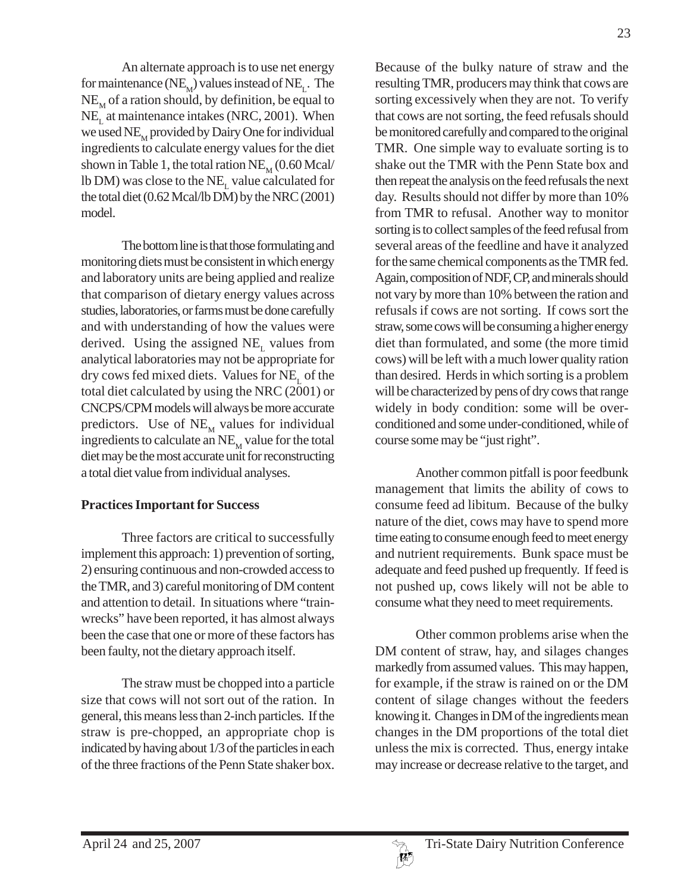An alternate approach is to use net energy for maintenance ($NE_M$) values instead of $NE_L$. The $NE_M$ of a ration should, by definition, be equal to $NE_L$ at maintenance intakes (NRC, 2001). When we used $NE_M$ provided by Dairy One for individual ingredients to calculate energy values for the diet shown in Table 1, the total ration $NE_M$ (0.60 Mcal/lb DM) was close to the $NE_L$ value calculated for the total diet (0.62 Mcal/lb DM) by the NRC (2001) model.

The bottom line is that those formulating and monitoring diets must be consistent in which energy and laboratory units are being applied and realize that comparison of dietary energy values across studies, laboratories, or farms must be done carefully and with understanding of how the values were derived. Using the assigned $NE_L$ values from analytical laboratories may not be appropriate for dry cows fed mixed diets. Values for $NE_L$ of the total diet calculated by using the NRC (2001) or CNCPS/CPM models will always be more accurate predictors. Use of $NE_M$ values for individual ingredients to calculate an $NE_M$ value for the total diet may be the most accurate unit for reconstructing a total diet value from individual analyses.

**Practices Important for Success**

Three factors are critical to successfully implement this approach: 1) prevention of sorting, 2) ensuring continuous and non-crowded access to the TMR, and 3) careful monitoring of DM content and attention to detail. In situations where "train-wrecks" have been reported, it has almost always been the case that one or more of these factors has been faulty, not the dietary approach itself.

The straw must be chopped into a particle size that cows will not sort out of the ration. In general, this means less than 2-inch particles. If the straw is pre-chopped, an appropriate chop is indicated by having about 1/3 of the particles in each of the three fractions of the Penn State shaker box. Because of the bulky nature of straw and the resulting TMR, producers may think that cows are sorting excessively when they are not. To verify that cows are not sorting, the feed refusals should be monitored carefully and compared to the original TMR. One simple way to evaluate sorting is to shake out the TMR with the Penn State box and then repeat the analysis on the feed refusals the next day. Results should not differ by more than 10% from TMR to refusal. Another way to monitor sorting is to collect samples of the feed refusal from several areas of the feedline and have it analyzed for the same chemical components as the TMR fed. Again, composition of NDF, CP, and minerals should not vary by more than 10% between the ration and refusals if cows are not sorting. If cows sort the straw, some cows will be consuming a higher energy diet than formulated, and some (the more timid cows) will be left with a much lower quality ration than desired. Herds in which sorting is a problem will be characterized by pens of dry cows that range widely in body condition: some will be over-conditioned and some under-conditioned, while of course some may be "just right".

Another common pitfall is poor feedbunk management that limits the ability of cows to consume feed ad libitum. Because of the bulky nature of the diet, cows may have to spend more time eating to consume enough feed to meet energy and nutrient requirements. Bunk space must be adequate and feed pushed up frequently. If feed is not pushed up, cows likely will not be able to consume what they need to meet requirements.

Other common problems arise when the DM content of straw, hay, and silages changes markedly from assumed values. This may happen, for example, if the straw is rained on or the DM content of silage changes without the feeders knowing it. Changes in DM of the ingredients mean changes in the DM proportions of the total diet unless the mix is corrected. Thus, energy intake may increase or decrease relative to the target, and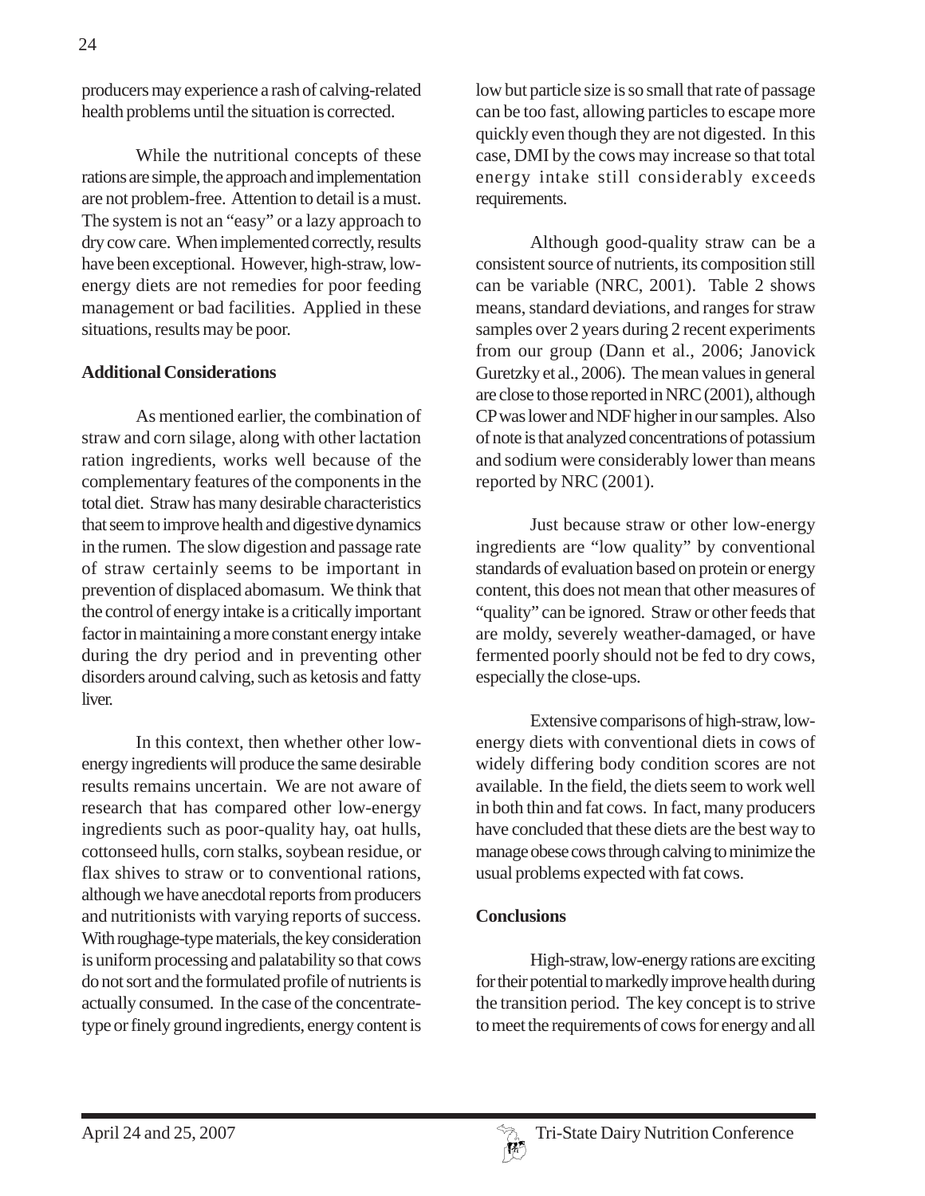producers may experience a rash of calving-related health problems until the situation is corrected.

While the nutritional concepts of these rations are simple, the approach and implementation are not problem-free. Attention to detail is a must. The system is not an "easy" or a lazy approach to dry cow care. When implemented correctly, results have been exceptional. However, high-straw, low-energy diets are not remedies for poor feeding management or bad facilities. Applied in these situations, results may be poor.

**Additional Considerations**

As mentioned earlier, the combination of straw and corn silage, along with other lactation ration ingredients, works well because of the complementary features of the components in the total diet. Straw has many desirable characteristics that seem to improve health and digestive dynamics in the rumen. The slow digestion and passage rate of straw certainly seems to be important in prevention of displaced abomasum. We think that the control of energy intake is a critically important factor in maintaining a more constant energy intake during the dry period and in preventing other disorders around calving, such as ketosis and fatty liver.

In this context, then whether other low-energy ingredients will produce the same desirable results remains uncertain. We are not aware of research that has compared other low-energy ingredients such as poor-quality hay, oat hulls, cottonseed hulls, corn stalks, soybean residue, or flax shives to straw or to conventional rations, although we have anecdotal reports from producers and nutritionists with varying reports of success. With roughage-type materials, the key consideration is uniform processing and palatability so that cows do not sort and the formulated profile of nutrients is actually consumed. In the case of the concentrate-type or finely ground ingredients, energy content is low but particle size is so small that rate of passage can be too fast, allowing particles to escape more quickly even though they are not digested. In this case, DMI by the cows may increase so that total energy intake still considerably exceeds requirements.

Although good-quality straw can be a consistent source of nutrients, its composition still can be variable (NRC, 2001). Table 2 shows means, standard deviations, and ranges for straw samples over 2 years during 2 recent experiments from our group (Dann et al., 2006; Janovick Guretzky et al., 2006). The mean values in general are close to those reported in NRC (2001), although CP was lower and NDF higher in our samples. Also of note is that analyzed concentrations of potassium and sodium were considerably lower than means reported by NRC (2001).

Just because straw or other low-energy ingredients are "low quality" by conventional standards of evaluation based on protein or energy content, this does not mean that other measures of "quality" can be ignored. Straw or other feeds that are moldy, severely weather-damaged, or have fermented poorly should not be fed to dry cows, especially the close-ups.

Extensive comparisons of high-straw, low-energy diets with conventional diets in cows of widely differing body condition scores are not available. In the field, the diets seem to work well in both thin and fat cows. In fact, many producers have concluded that these diets are the best way to manage obese cows through calving to minimize the usual problems expected with fat cows.

**Conclusions**

High-straw, low-energy rations are exciting for their potential to markedly improve health during the transition period. The key concept is to strive to meet the requirements of cows for energy and all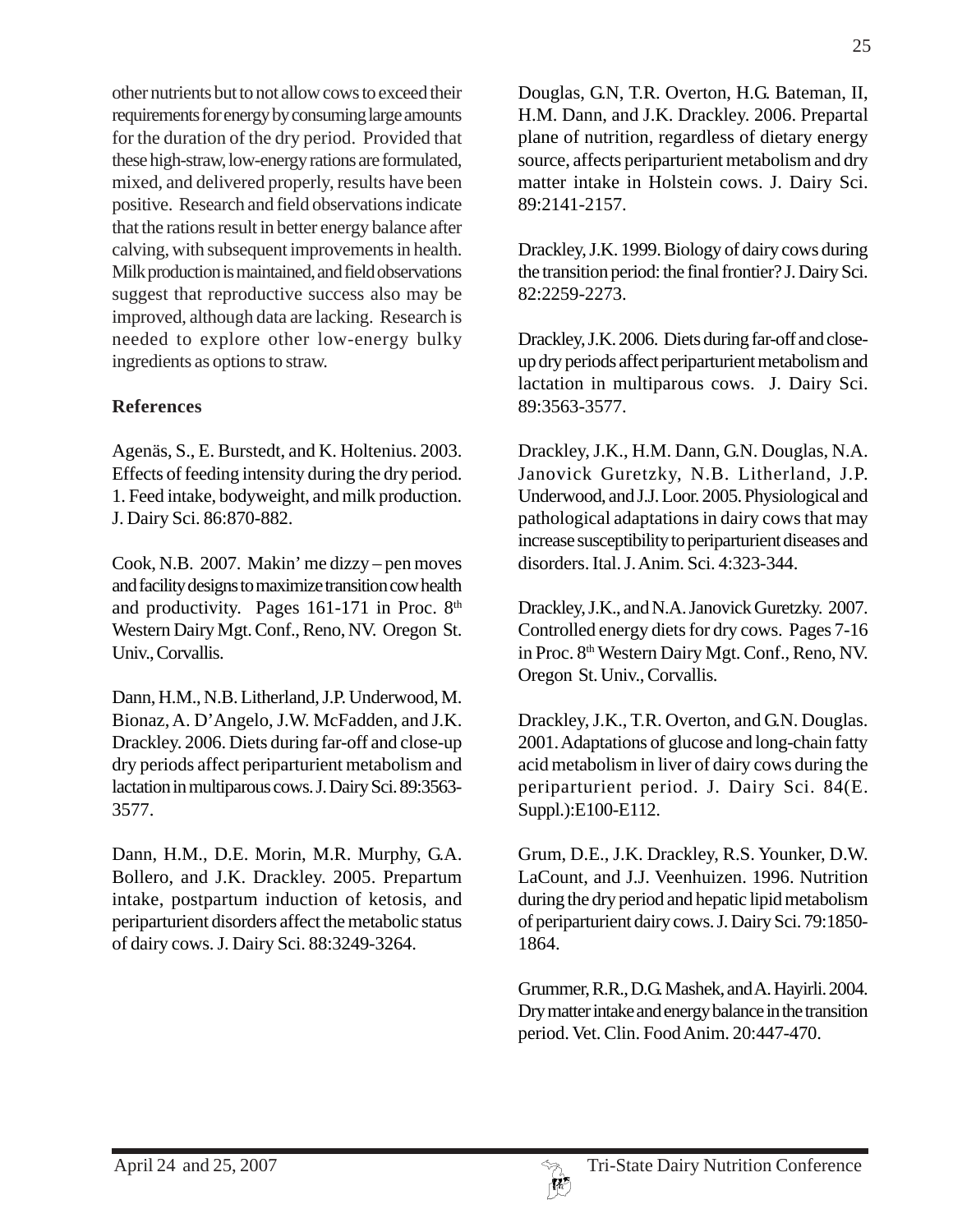other nutrients but to not allow cows to exceed their requirements for energy by consuming large amounts for the duration of the dry period. Provided that these high-straw, low-energy rations are formulated, mixed, and delivered properly, results have been positive. Research and field observations indicate that the rations result in better energy balance after calving, with subsequent improvements in health. Milk production is maintained, and field observations suggest that reproductive success also may be improved, although data are lacking. Research is needed to explore other low-energy bulky ingredients as options to straw.

## References

Agenäs, S., E. Burstedt, and K. Holtenius. 2003. Effects of feeding intensity during the dry period. 1. Feed intake, bodyweight, and milk production. J. Dairy Sci. 86:870-882.

Cook, N.B. 2007. Makin' me dizzy – pen moves and facility designs to maximize transition cow health and productivity. Pages 161-171 in Proc. 8th Western Dairy Mgt. Conf., Reno, NV. Oregon St. Univ., Corvallis.

Dann, H.M., N.B. Litherland, J.P. Underwood, M. Bionaz, A. D'Angelo, J.W. McFadden, and J.K. Drackley. 2006. Diets during far-off and close-up dry periods affect periparturient metabolism and lactation in multiparous cows. J. Dairy Sci. 89:3563-3577.

Dann, H.M., D.E. Morin, M.R. Murphy, G.A. Bollero, and J.K. Drackley. 2005. Prepartum intake, postpartum induction of ketosis, and periparturient disorders affect the metabolic status of dairy cows. J. Dairy Sci. 88:3249-3264.

Douglas, G.N, T.R. Overton, H.G. Bateman, II, H.M. Dann, and J.K. Drackley. 2006. Prepartal plane of nutrition, regardless of dietary energy source, affects periparturient metabolism and dry matter intake in Holstein cows. J. Dairy Sci. 89:2141-2157.

Drackley, J.K. 1999. Biology of dairy cows during the transition period: the final frontier? J. Dairy Sci. 82:2259-2273.

Drackley, J.K. 2006. Diets during far-off and close-up dry periods affect periparturient metabolism and lactation in multiparous cows. J. Dairy Sci. 89:3563-3577.

Drackley, J.K., H.M. Dann, G.N. Douglas, N.A. Janovick Guretzky, N.B. Litherland, J.P. Underwood, and J.J. Loor. 2005. Physiological and pathological adaptations in dairy cows that may increase susceptibility to periparturient diseases and disorders. Ital. J. Anim. Sci. 4:323-344.

Drackley, J.K., and N.A. Janovick Guretzky. 2007. Controlled energy diets for dry cows. Pages 7-16 in Proc. 8th Western Dairy Mgt. Conf., Reno, NV. Oregon St. Univ., Corvallis.

Drackley, J.K., T.R. Overton, and G.N. Douglas. 2001. Adaptations of glucose and long-chain fatty acid metabolism in liver of dairy cows during the periparturient period. J. Dairy Sci. 84(E. Suppl.):E100-E112.

Grum, D.E., J.K. Drackley, R.S. Younker, D.W. LaCount, and J.J. Veenhuizen. 1996. Nutrition during the dry period and hepatic lipid metabolism of periparturient dairy cows. J. Dairy Sci. 79:1850-1864.

Grummer, R.R., D.G. Mashek, and A. Hayirli. 2004. Dry matter intake and energy balance in the transition period. Vet. Clin. Food Anim. 20:447-470.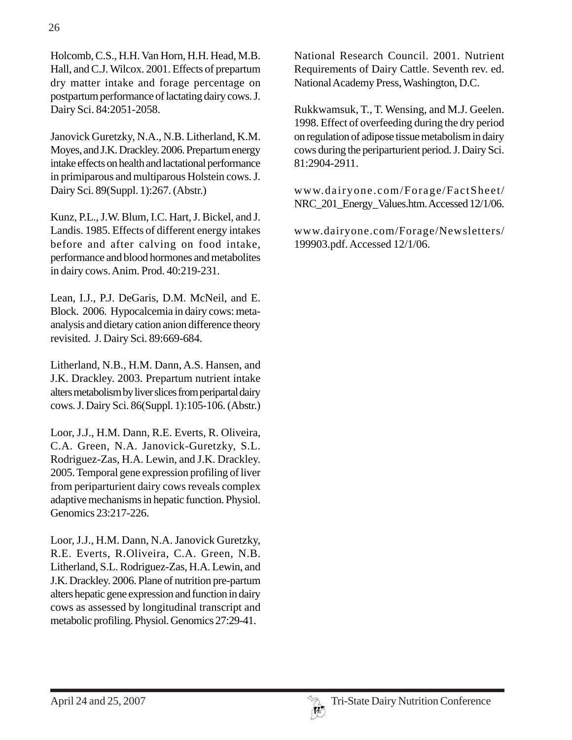Holcomb, C.S., H.H. Van Horn, H.H. Head, M.B. Hall, and C.J. Wilcox. 2001. Effects of prepartum dry matter intake and forage percentage on postpartum performance of lactating dairy cows. J. Dairy Sci. 84:2051-2058.

Janovick Guretzky, N.A., N.B. Litherland, K.M. Moyes, and J.K. Drackley. 2006. Prepartum energy intake effects on health and lactational performance in primiparous and multiparous Holstein cows. J. Dairy Sci. 89(Suppl. 1):267. (Abstr.)

Kunz, P.L., J.W. Blum, I.C. Hart, J. Bickel, and J. Landis. 1985. Effects of different energy intakes before and after calving on food intake, performance and blood hormones and metabolites in dairy cows. Anim. Prod. 40:219-231.

Lean, I.J., P.J. DeGaris, D.M. McNeil, and E. Block. 2006. Hypocalcemia in dairy cows: meta-analysis and dietary cation anion difference theory revisited. J. Dairy Sci. 89:669-684.

Litherland, N.B., H.M. Dann, A.S. Hansen, and J.K. Drackley. 2003. Prepartum nutrient intake alters metabolism by liver slices from peripartal dairy cows. J. Dairy Sci. 86(Suppl. 1):105-106. (Abstr.)

Loor, J.J., H.M. Dann, R.E. Everts, R. Oliveira, C.A. Green, N.A. Janovick-Guretzky, S.L. Rodriguez-Zas, H.A. Lewin, and J.K. Drackley. 2005. Temporal gene expression profiling of liver from periparturient dairy cows reveals complex adaptive mechanisms in hepatic function. Physiol. Genomics 23:217-226.

Loor, J.J., H.M. Dann, N.A. Janovick Guretzky, R.E. Everts, R.Oliveira, C.A. Green, N.B. Litherland, S.L. Rodriguez-Zas, H.A. Lewin, and J.K. Drackley. 2006. Plane of nutrition pre-partum alters hepatic gene expression and function in dairy cows as assessed by longitudinal transcript and metabolic profiling. Physiol. Genomics 27:29-41.

National Research Council. 2001. Nutrient Requirements of Dairy Cattle. Seventh rev. ed. National Academy Press, Washington, D.C.

Rukkwamsuk, T., T. Wensing, and M.J. Geelen. 1998. Effect of overfeeding during the dry period on regulation of adipose tissue metabolism in dairy cows during the periparturient period. J. Dairy Sci. 81:2904-2911.

www.dairyone.com/Forage/FactSheet/NRC_201_Energy_Values.htm. Accessed 12/1/06.

www.dairyone.com/Forage/Newsletters/199903.pdf. Accessed 12/1/06.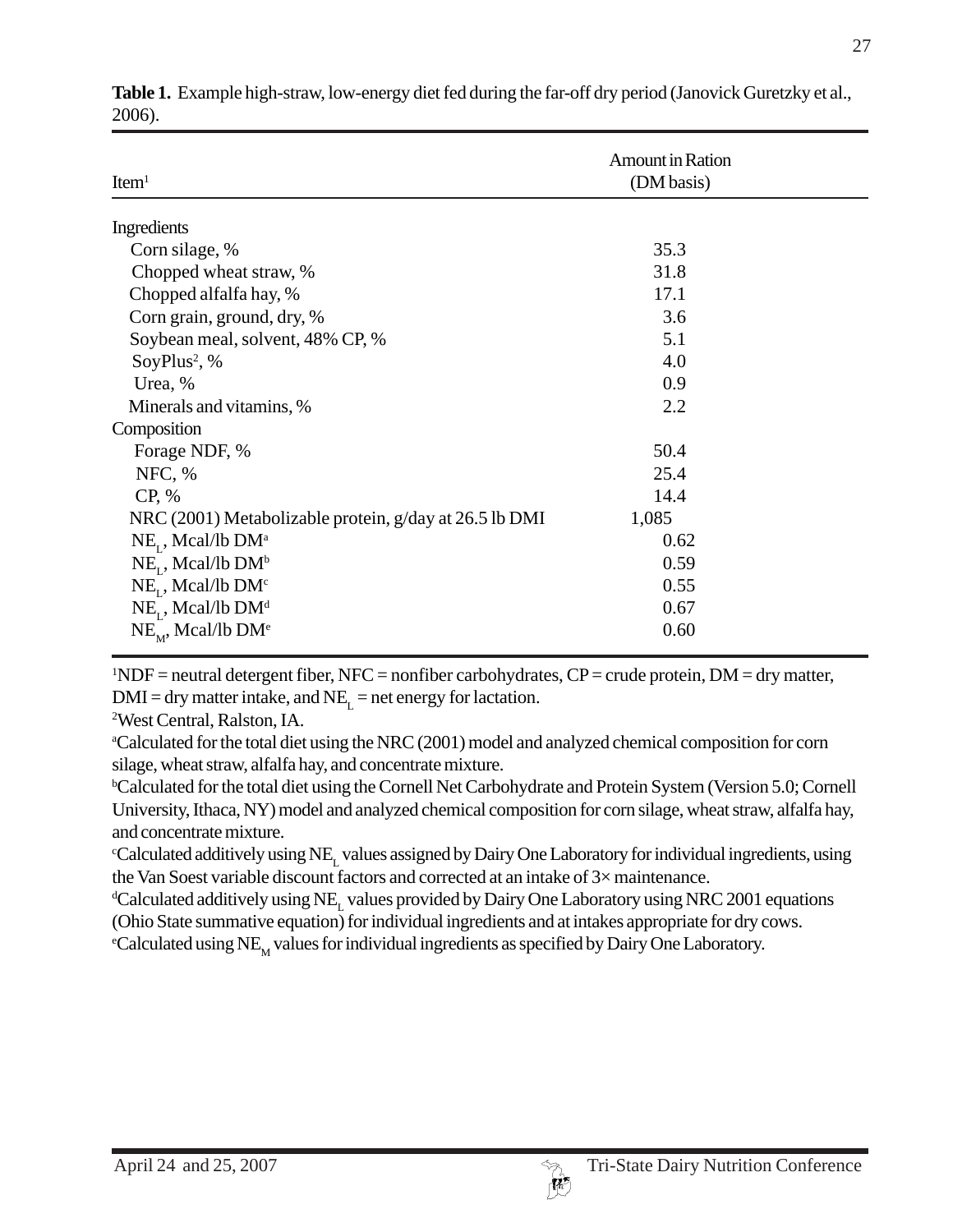**Table 1.** Example high-straw, low-energy diet fed during the far-off dry period (Janovick Guretzky et al., 2006).

| Item[1] | Amount in Ration (DM basis) |
|---|---|
| Ingredients | |
| Corn silage, % | 35.3 |
| Chopped wheat straw, % | 31.8 |
| Chopped alfalfa hay, % | 17.1 |
| Corn grain, ground, dry, % | 3.6 |
| Soybean meal, solvent, 48% CP, % | 5.1 |
| SoyPlus[2], % | 4.0 |
| Urea, % | 0.9 |
| Minerals and vitamins, % | 2.2 |
| Composition | |
| Forage NDF, % | 50.4 |
| NFC, % | 25.4 |
| CP, % | 14.4 |
| NRC (2001) Metabolizable protein, g/day at 26.5 lb DMI | 1,085 |
| $NE_L$, Mcal/lb DM[a] | 0.62 |
| $NE_L$, Mcal/lb DM[b] | 0.59 |
| $NE_L$, Mcal/lb DM[c] | 0.55 |
| $NE_L$, Mcal/lb DM[d] | 0.67 |
| $NE_M$, Mcal/lb DM[e] | 0.60 |

[1]NDF = neutral detergent fiber, NFC = nonfiber carbohydrates, CP = crude protein, DM = dry matter, DMI = dry matter intake, and $NE_L$ = net energy for lactation.

[2]West Central, Ralston, IA.

[a]Calculated for the total diet using the NRC (2001) model and analyzed chemical composition for corn silage, wheat straw, alfalfa hay, and concentrate mixture.

[b]Calculated for the total diet using the Cornell Net Carbohydrate and Protein System (Version 5.0; Cornell University, Ithaca, NY) model and analyzed chemical composition for corn silage, wheat straw, alfalfa hay, and concentrate mixture.

[c]Calculated additively using $NE_L$ values assigned by Dairy One Laboratory for individual ingredients, using the Van Soest variable discount factors and corrected at an intake of 3× maintenance.

[d]Calculated additively using $NE_L$ values provided by Dairy One Laboratory using NRC 2001 equations (Ohio State summative equation) for individual ingredients and at intakes appropriate for dry cows.

[e]Calculated using $NE_M$ values for individual ingredients as specified by Dairy One Laboratory.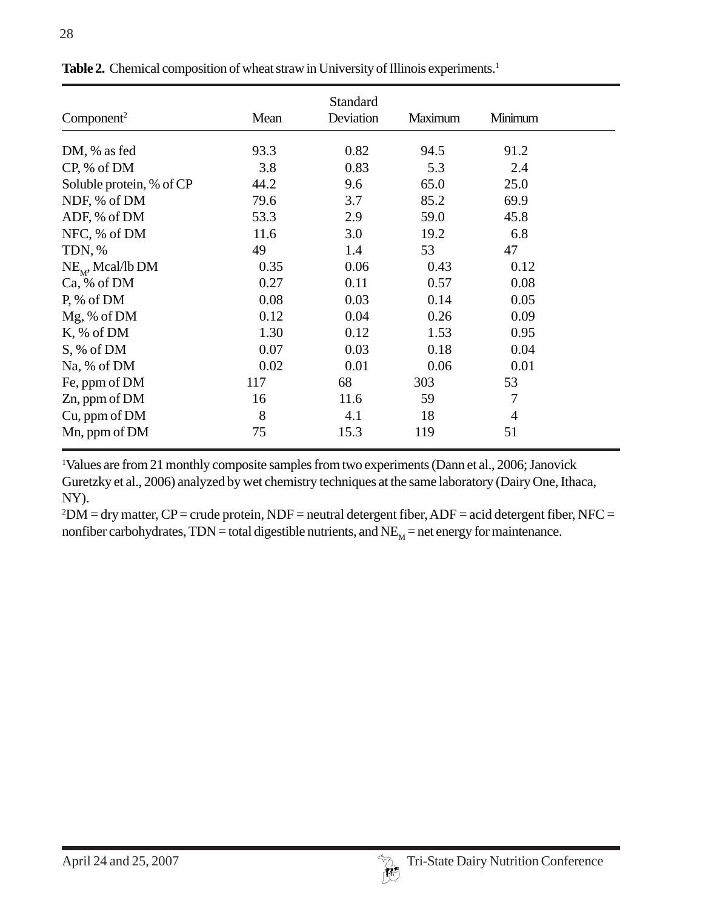**Table 2.** Chemical composition of wheat straw in University of Illinois experiments.[1]

| Component[2] | Mean | Standard Deviation | Maximum | Minimum |
|---|---|---|---|---|
| DM, % as fed | 93.3 | 0.82 | 94.5 | 91.2 |
| CP, % of DM | 3.8 | 0.83 | 5.3 | 2.4 |
| Soluble protein, % of CP | 44.2 | 9.6 | 65.0 | 25.0 |
| NDF, % of DM | 79.6 | 3.7 | 85.2 | 69.9 |
| ADF, % of DM | 53.3 | 2.9 | 59.0 | 45.8 |
| NFC, % of DM | 11.6 | 3.0 | 19.2 | 6.8 |
| TDN, % | 49 | 1.4 | 53 | 47 |
| $NE_M$, Mcal/lb DM | 0.35 | 0.06 | 0.43 | 0.12 |
| Ca, % of DM | 0.27 | 0.11 | 0.57 | 0.08 |
| P, % of DM | 0.08 | 0.03 | 0.14 | 0.05 |
| Mg, % of DM | 0.12 | 0.04 | 0.26 | 0.09 |
| K, % of DM | 1.30 | 0.12 | 1.53 | 0.95 |
| S, % of DM | 0.07 | 0.03 | 0.18 | 0.04 |
| Na, % of DM | 0.02 | 0.01 | 0.06 | 0.01 |
| Fe, ppm of DM | 117 | 68 | 303 | 53 |
| Zn, ppm of DM | 16 | 11.6 | 59 | 7 |
| Cu, ppm of DM | 8 | 4.1 | 18 | 4 |
| Mn, ppm of DM | 75 | 15.3 | 119 | 51 |

[1]Values are from 21 monthly composite samples from two experiments (Dann et al., 2006; Janovick Guretzky et al., 2006) analyzed by wet chemistry techniques at the same laboratory (Dairy One, Ithaca, NY).

[2]DM = dry matter, CP = crude protein, NDF = neutral detergent fiber, ADF = acid detergent fiber, NFC = nonfiber carbohydrates, TDN = total digestible nutrients, and $NE_M$ = net energy for maintenance.